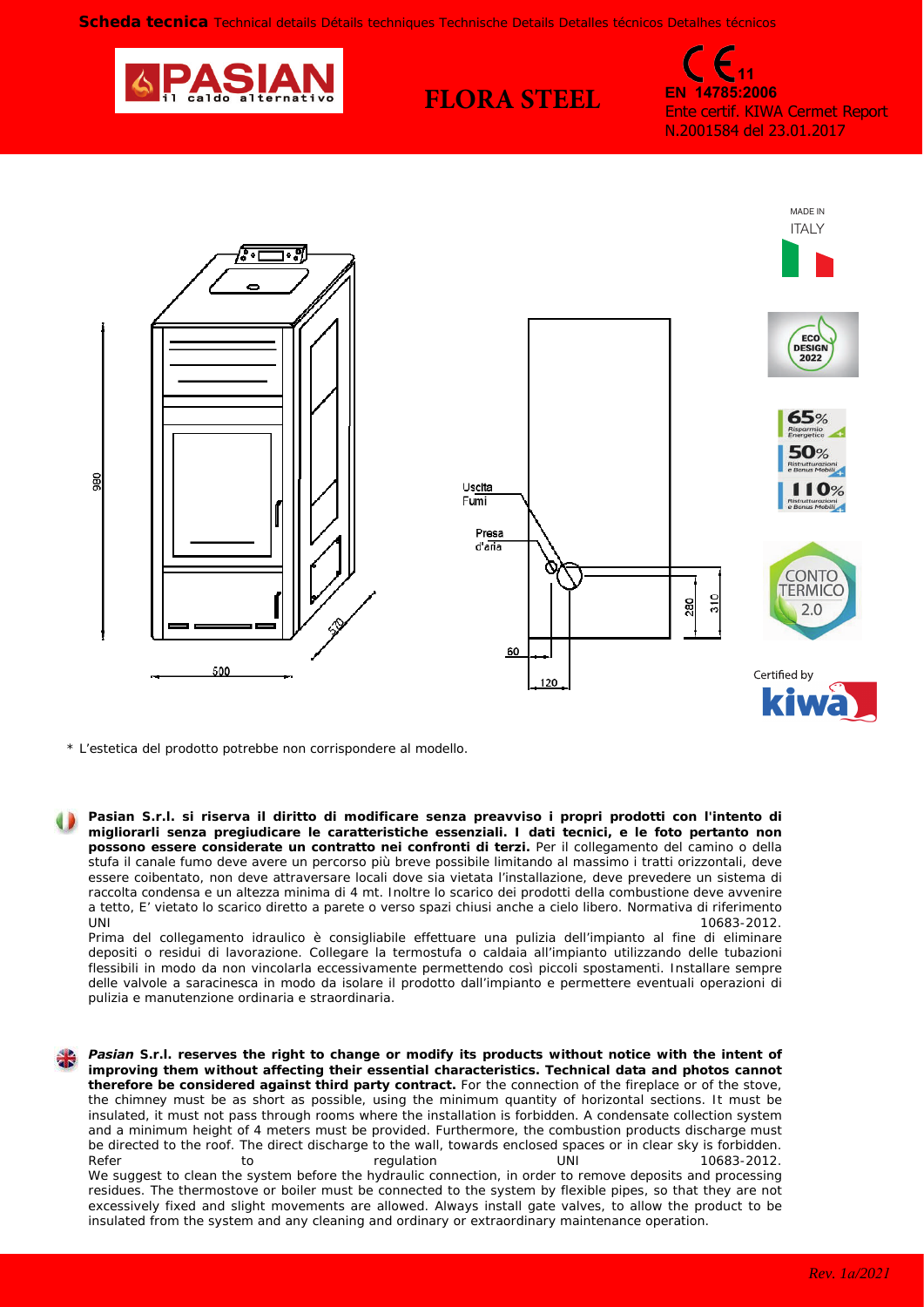**Scheda tecnica** Technical details Détails techniques Technische Details Detalles técnicos Detalhes técnicos

# FLORA STEEL

CE 11
EN 14785:2006
Ente certif. KIWA Cermet Report N.2001584 del 23.01.2017

MADE IN ITALY

Uscita Fumi

Presa d'aria

980

500

570

280

310

60

120

Certified by kiwa

\* L'estetica del prodotto potrebbe non corrispondere al modello.

**Pasian S.r.l. si riserva il diritto di modificare senza preavviso i propri prodotti con l'intento di migliorarli senza pregiudicare le caratteristiche essenziali. I dati tecnici, e le foto pertanto non possono essere considerate un contratto nei confronti di terzi.** Per il collegamento del camino o della stufa il canale fumo deve avere un percorso più breve possibile limitando al massimo i tratti orizzontali, deve essere coibentato, non deve attraversare locali dove sia vietata l'installazione, deve prevedere un sistema di raccolta condensa e un altezza minima di 4 mt. Inoltre lo scarico dei prodotti della combustione deve avvenire a tetto, E' vietato lo scarico diretto a parete o verso spazi chiusi anche a cielo libero. Normativa di riferimento UNI 10683-2012.

Prima del collegamento idraulico è consigliabile effettuare una pulizia dell'impianto al fine di eliminare depositi o residui di lavorazione. Collegare la termostufa o caldaia all'impianto utilizzando delle tubazioni flessibili in modo da non vincolarla eccessivamente permettendo così piccoli spostamenti. Installare sempre delle valvole a saracinesca in modo da isolare il prodotto dall'impianto e permettere eventuali operazioni di pulizia e manutenzione ordinaria e straordinaria.

***Pasian* S.r.l. reserves the right to change or modify its products without notice with the intent of improving them without affecting their essential characteristics. Technical data and photos cannot therefore be considered against third party contract.** For the connection of the fireplace or of the stove, the chimney must be as short as possible, using the minimum quantity of horizontal sections. It must be insulated, it must not pass through rooms where the installation is forbidden. A condensate collection system and a minimum height of 4 meters must be provided. Furthermore, the combustion products discharge must be directed to the roof. The direct discharge to the wall, towards enclosed spaces or in clear sky is forbidden. Refer to regulation UNI 10683-2012.

We suggest to clean the system before the hydraulic connection, in order to remove deposits and processing residues. The thermostove or boiler must be connected to the system by flexible pipes, so that they are not excessively fixed and slight movements are allowed. Always install gate valves, to allow the product to be insulated from the system and any cleaning and ordinary or extraordinary maintenance operation.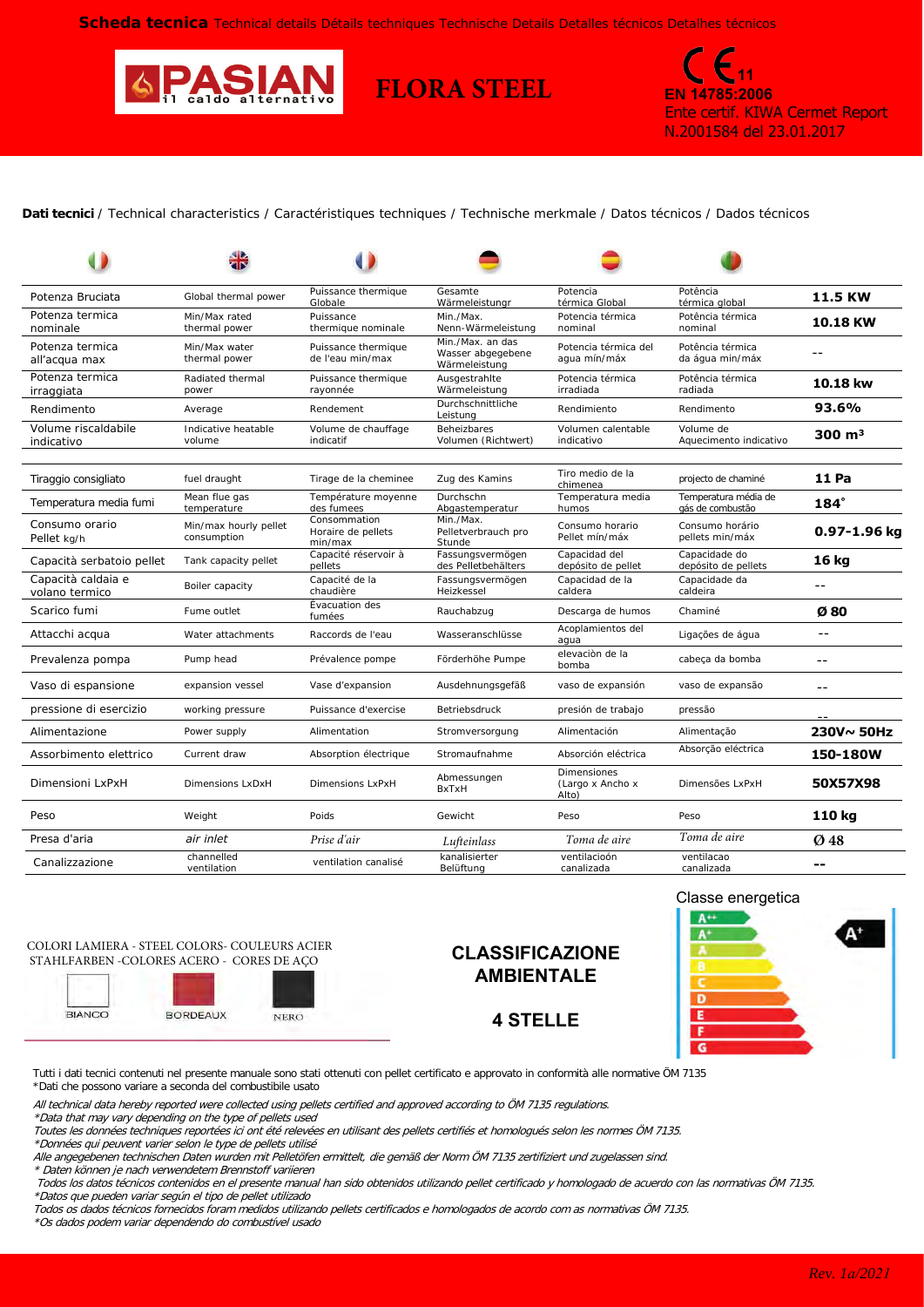**Scheda tecnica** Technical details Détails techniques Technische Details Detalles técnicos Detalhes técnicos

# FLORA STEEL

PASIAN il caldo alternativo

CE 11
**EN 14785:2006**
Ente certif. KIWA Cermet Report N.2001584 del 23.01.2017

**Dati tecnici** / Technical characteristics / Caractéristiques techniques / Technische merkmale / Datos técnicos / Dados técnicos

| IT | EN | FR | DE | ES | PT | |
|---|---|---|---|---|---|---|
| Potenza Bruciata | Global thermal power | Puissance thermique Globale | Gesamte Wärmeleistungr | Potencia térmica Global | Potência térmica global | **11.5 KW** |
| Potenza termica nominale | Min/Max rated thermal power | Puissance thermique nominale | Min./Max. Nenn-Wärmeleistung | Potencia térmica nominal | Potência térmica nominal | **10.18 KW** |
| Potenza termica all'acqua max | Min/Max water thermal power | Puissance thermique de l'eau min/max | Min./Max. an das Wasser abgegebene Wärmeleistung | Potencia térmica del agua mín/máx | Potência térmica da água mín/máx | -- |
| Potenza termica irraggiata | Radiated thermal power | Puissance thermique rayonnée | Ausgestrahlte Wärmeleistung | Potencia térmica irradiada | Potência térmica radiada | **10.18 kw** |
| Rendimento | Average | Rendement | Durchschnittliche Leistung | Rendimiento | Rendimento | **93.6%** |
| Volume riscaldabile indicativo | Indicative heatable volume | Volume de chauffage indicatif | Beheizbares Volumen (Richtwert) | Volumen calentable indicativo | Volume de Aquecimento indicativo | **300 m³** |
| Tiraggio consigliato | fuel draught | Tirage de la cheminee | Zug des Kamins | Tiro medio de la chimenea | projecto de chaminé | **11 Pa** |
| Temperatura media fumi | Mean flue gas temperature | Température moyenne des fumees | Durchschn Abgastemperatur | Temperatura media humos | Temperatura média de gás de combustão | **184°** |
| Consumo orario Pellet kg/h | Min/max hourly pellet consumption | Consommation Horaire de pellets min/max | Min./Max. Pelletverbrauch pro Stunde | Consumo horario Pellet mín/máx | Consumo horário pellets mín/máx | **0.97-1.96 kg** |
| Capacità serbatoio pellet | Tank capacity pellet | Capacité réservoir à pellets | Fassungsvermögen des Pelletbehälters | Capacidad del depósito de pellet | Capacidade do depósito de pellets | **16 kg** |
| Capacità caldaia e volano termico | Boiler capacity | Capacité de la chaudière | Fassungsvermögen Heizkessel | Capacidad de la caldera | Capacidade da caldeira | -- |
| Scarico fumi | Fume outlet | Évacuation des fumées | Rauchabzug | Descarga de humos | Chaminé | **Ø 80** |
| Attacchi acqua | Water attachments | Raccords de l'eau | Wasseranschlüsse | Acoplamientos del agua | Ligações de água | -- |
| Prevalenza pompa | Pump head | Prévalence pompe | Förderhöhe Pumpe | elevaciòn de la bomba | cabeça da bomba | -- |
| Vaso di espansione | expansion vessel | Vase d'expansion | Ausdehnungsgefäß | vaso de expansión | vaso de expansão | -- |
| pressione di esercizio | working pressure | Puissance d'exercise | Betriebsdruck | presión de trabajo | pressão | -- |
| Alimentazione | Power supply | Alimentation | Stromversorgung | Alimentación | Alimentação | **230V~ 50Hz** |
| Assorbimento elettrico | Current draw | Absorption électrique | Stromaufnahme | Absorción eléctrica | Absorção eléctrica | **150-180W** |
| Dimensioni LxPxH | Dimensions LxDxH | Dimensions LxPxH | Abmessungen BxTxH | Dimensiones (Largo x Ancho x Alto) | Dimensões LxPxH | **50X57X98** |
| Peso | Weight | Poids | Gewicht | Peso | Peso | **110 kg** |
| Presa d'aria | *air inlet* | *Prise d'air* | *Lufteinlass* | *Toma de aire* | *Toma de aire* | **Ø 48** |
| Canalizzazione | channelled ventilation | ventilation canalisé | kanalisierter Belüftung | ventilacioón canalizada | ventilacao canalizada | **--** |

COLORI LAMIERA - STEEL COLORS- COULEURS ACIER STAHLFARBEN -COLORES ACERO - CORES DE AÇO

BIANCO BORDEAUX NERO

**CLASSIFICAZIONE AMBIENTALE**

**4 STELLE**

Classe energetica

A++
A+
A
B
C
D
E
F
G

A+

Tutti i dati tecnici contenuti nel presente manuale sono stati ottenuti con pellet certificato e approvato in conformità alle normative ÖM 7135
*Dati che possono variare a seconda del combustibile usato

*All technical data hereby reported were collected using pellets certified and approved according to ÖM 7135 regulations.*
*\*Data that may vary depending on the type of pellets used*
*Toutes les données techniques reportées ici ont été relevées en utilisant des pellets certifiés et homologués selon les normes ÖM 7135.*
*\*Données qui peuvent varier selon le type de pellets utilisé*
*Alle angegebenen technischen Daten wurden mit Pelletöfen ermittelt, die gemäß der Norm ÖM 7135 zertifiziert und zugelassen sind.*
*\* Daten können je nach verwendetem Brennstoff variieren*
*Todos los datos técnicos contenidos en el presente manual han sido obtenidos utilizando pellet certificado y homologado de acuerdo con las normativas ÖM 7135.*
*\*Datos que pueden variar según el tipo de pellet utilizado*
*Todos os dados técnicos fornecidos foram medidos utilizando pellets certificados e homologados de acordo com as normativas ÖM 7135.*
*\*Os dados podem variar dependendo do combustível usado*

*Rev. 1a/2021*